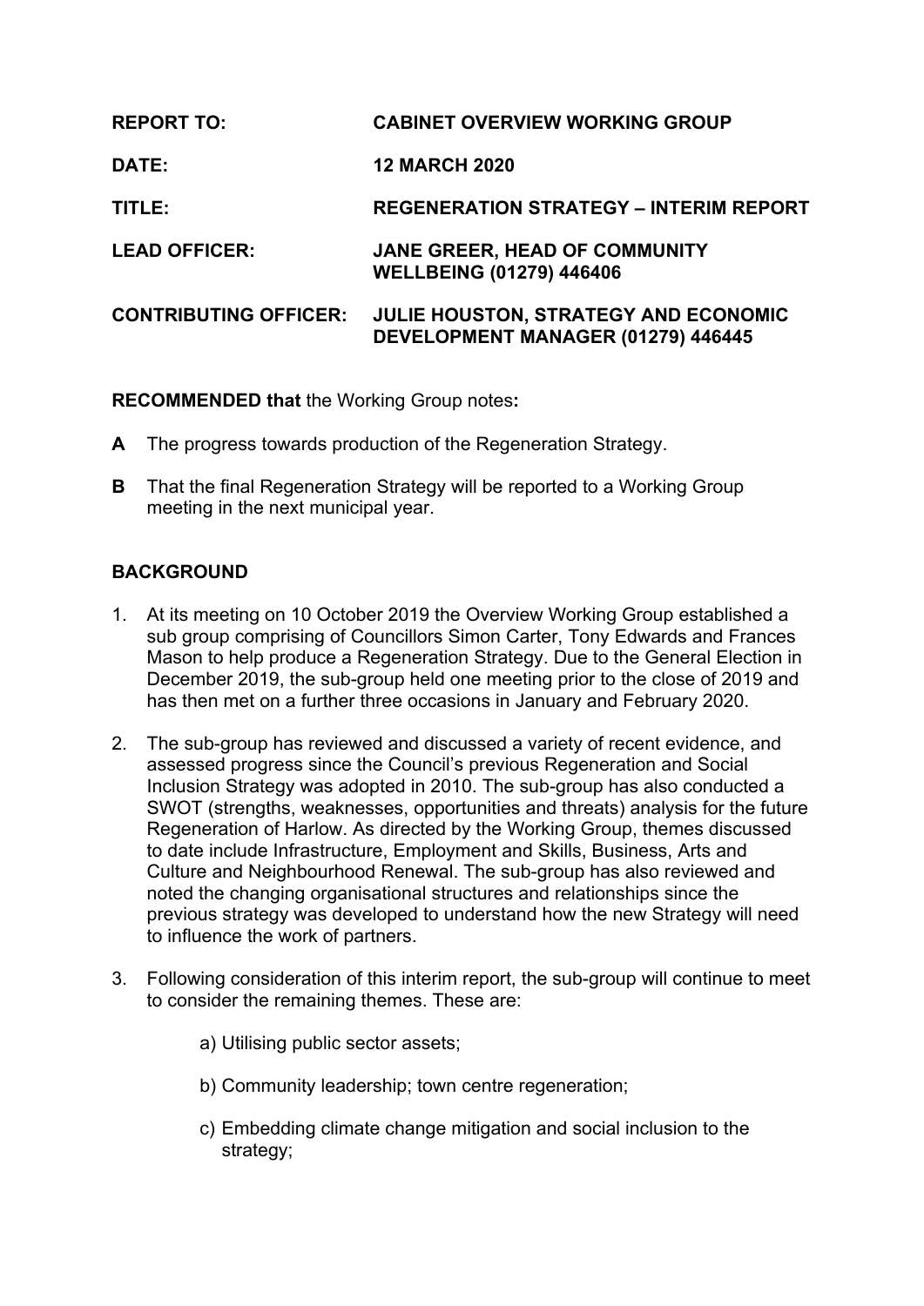**REPORT TO:** **CABINET OVERVIEW WORKING GROUP**

**DATE:** **12 MARCH 2020**

**TITLE:** **REGENERATION STRATEGY – INTERIM REPORT**

**LEAD OFFICER:** **JANE GREER, HEAD OF COMMUNITY WELLBEING (01279) 446406**

**CONTRIBUTING OFFICER:** **JULIE HOUSTON, STRATEGY AND ECONOMIC DEVELOPMENT MANAGER (01279) 446445**

**RECOMMENDED that** the Working Group notes**:**

**A** The progress towards production of the Regeneration Strategy.

**B** That the final Regeneration Strategy will be reported to a Working Group meeting in the next municipal year.

## BACKGROUND

1. At its meeting on 10 October 2019 the Overview Working Group established a sub group comprising of Councillors Simon Carter, Tony Edwards and Frances Mason to help produce a Regeneration Strategy. Due to the General Election in December 2019, the sub-group held one meeting prior to the close of 2019 and has then met on a further three occasions in January and February 2020.

2. The sub-group has reviewed and discussed a variety of recent evidence, and assessed progress since the Council's previous Regeneration and Social Inclusion Strategy was adopted in 2010. The sub-group has also conducted a SWOT (strengths, weaknesses, opportunities and threats) analysis for the future Regeneration of Harlow. As directed by the Working Group, themes discussed to date include Infrastructure, Employment and Skills, Business, Arts and Culture and Neighbourhood Renewal. The sub-group has also reviewed and noted the changing organisational structures and relationships since the previous strategy was developed to understand how the new Strategy will need to influence the work of partners.

3. Following consideration of this interim report, the sub-group will continue to meet to consider the remaining themes. These are:

    a) Utilising public sector assets;

    b) Community leadership; town centre regeneration;

    c) Embedding climate change mitigation and social inclusion to the strategy;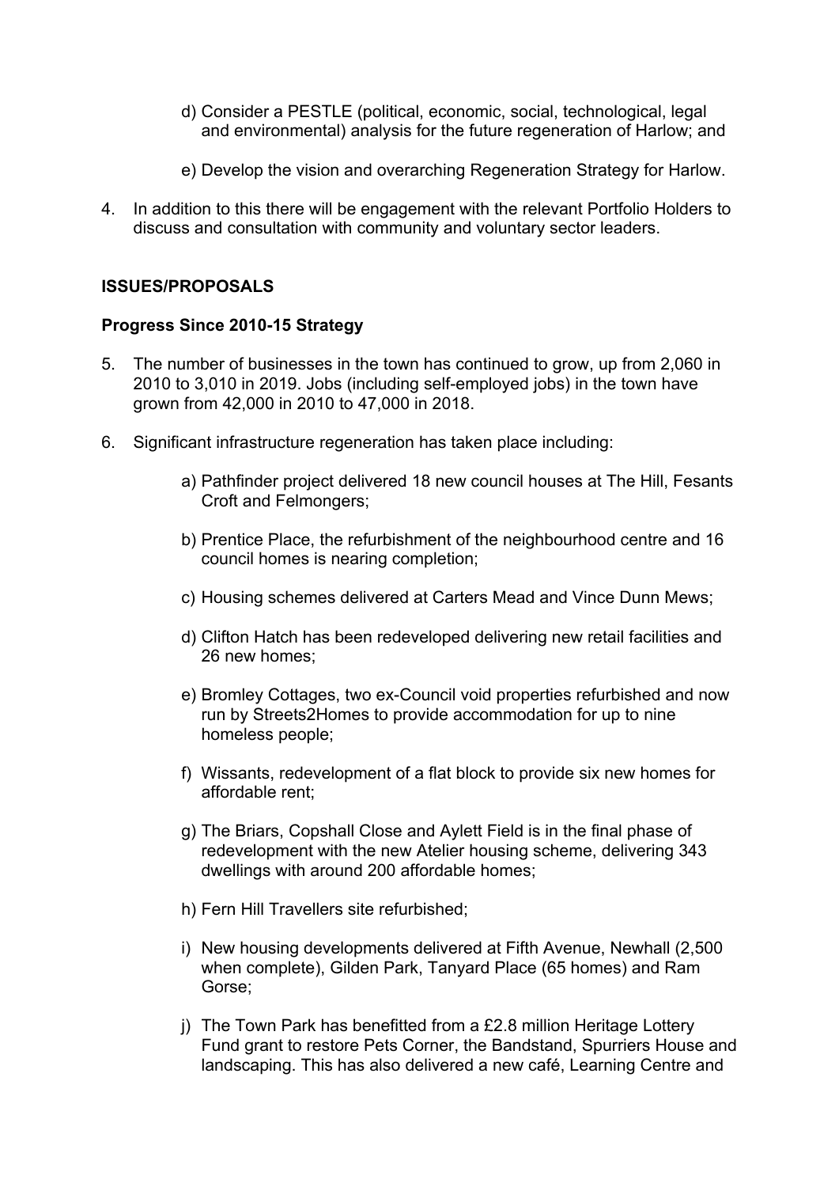d) Consider a PESTLE (political, economic, social, technological, legal and environmental) analysis for the future regeneration of Harlow; and

e) Develop the vision and overarching Regeneration Strategy for Harlow.

4. In addition to this there will be engagement with the relevant Portfolio Holders to discuss and consultation with community and voluntary sector leaders.

**ISSUES/PROPOSALS**

**Progress Since 2010-15 Strategy**

5. The number of businesses in the town has continued to grow, up from 2,060 in 2010 to 3,010 in 2019. Jobs (including self-employed jobs) in the town have grown from 42,000 in 2010 to 47,000 in 2018.

6. Significant infrastructure regeneration has taken place including:

   a) Pathfinder project delivered 18 new council houses at The Hill, Fesants Croft and Felmongers;

   b) Prentice Place, the refurbishment of the neighbourhood centre and 16 council homes is nearing completion;

   c) Housing schemes delivered at Carters Mead and Vince Dunn Mews;

   d) Clifton Hatch has been redeveloped delivering new retail facilities and 26 new homes;

   e) Bromley Cottages, two ex-Council void properties refurbished and now run by Streets2Homes to provide accommodation for up to nine homeless people;

   f) Wissants, redevelopment of a flat block to provide six new homes for affordable rent;

   g) The Briars, Copshall Close and Aylett Field is in the final phase of redevelopment with the new Atelier housing scheme, delivering 343 dwellings with around 200 affordable homes;

   h) Fern Hill Travellers site refurbished;

   i) New housing developments delivered at Fifth Avenue, Newhall (2,500 when complete), Gilden Park, Tanyard Place (65 homes) and Ram Gorse;

   j) The Town Park has benefitted from a £2.8 million Heritage Lottery Fund grant to restore Pets Corner, the Bandstand, Spurriers House and landscaping. This has also delivered a new café, Learning Centre and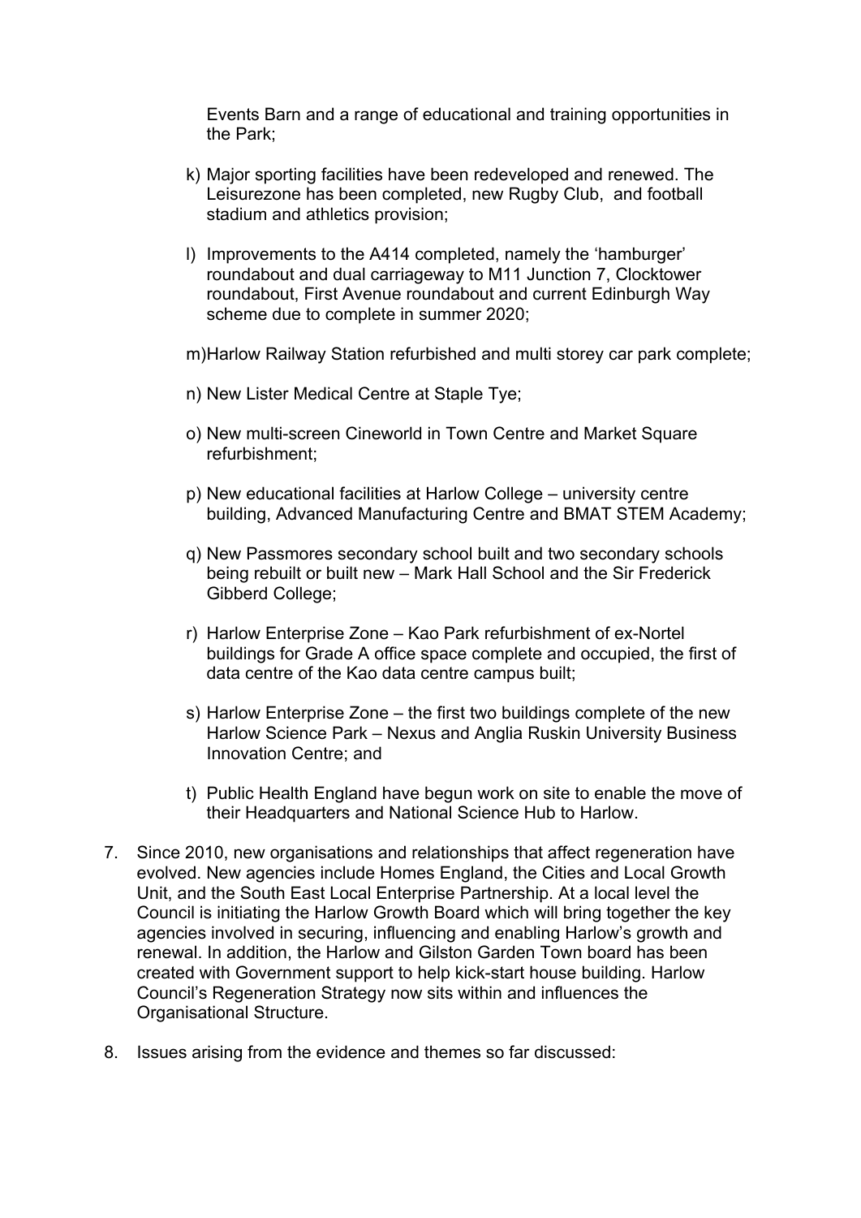Events Barn and a range of educational and training opportunities in the Park;

k) Major sporting facilities have been redeveloped and renewed. The Leisurezone has been completed, new Rugby Club, and football stadium and athletics provision;

l) Improvements to the A414 completed, namely the 'hamburger' roundabout and dual carriageway to M11 Junction 7, Clocktower roundabout, First Avenue roundabout and current Edinburgh Way scheme due to complete in summer 2020;

m) Harlow Railway Station refurbished and multi storey car park complete;

n) New Lister Medical Centre at Staple Tye;

o) New multi-screen Cineworld in Town Centre and Market Square refurbishment;

p) New educational facilities at Harlow College – university centre building, Advanced Manufacturing Centre and BMAT STEM Academy;

q) New Passmores secondary school built and two secondary schools being rebuilt or built new – Mark Hall School and the Sir Frederick Gibberd College;

r) Harlow Enterprise Zone – Kao Park refurbishment of ex-Nortel buildings for Grade A office space complete and occupied, the first of data centre of the Kao data centre campus built;

s) Harlow Enterprise Zone – the first two buildings complete of the new Harlow Science Park – Nexus and Anglia Ruskin University Business Innovation Centre; and

t) Public Health England have begun work on site to enable the move of their Headquarters and National Science Hub to Harlow.

7. Since 2010, new organisations and relationships that affect regeneration have evolved. New agencies include Homes England, the Cities and Local Growth Unit, and the South East Local Enterprise Partnership. At a local level the Council is initiating the Harlow Growth Board which will bring together the key agencies involved in securing, influencing and enabling Harlow's growth and renewal. In addition, the Harlow and Gilston Garden Town board has been created with Government support to help kick-start house building. Harlow Council's Regeneration Strategy now sits within and influences the Organisational Structure.

8. Issues arising from the evidence and themes so far discussed: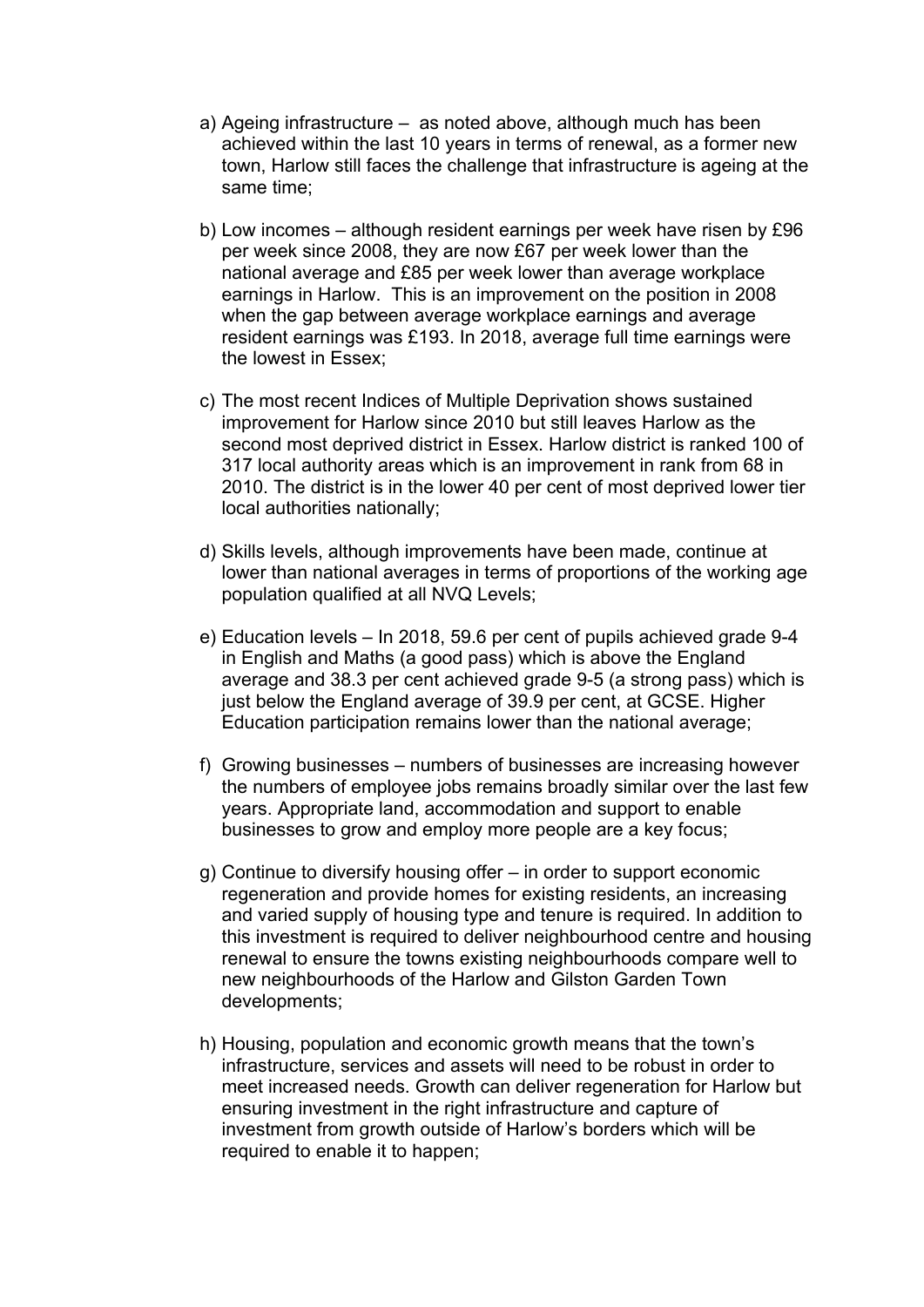a) Ageing infrastructure – as noted above, although much has been achieved within the last 10 years in terms of renewal, as a former new town, Harlow still faces the challenge that infrastructure is ageing at the same time;

b) Low incomes – although resident earnings per week have risen by £96 per week since 2008, they are now £67 per week lower than the national average and £85 per week lower than average workplace earnings in Harlow. This is an improvement on the position in 2008 when the gap between average workplace earnings and average resident earnings was £193. In 2018, average full time earnings were the lowest in Essex;

c) The most recent Indices of Multiple Deprivation shows sustained improvement for Harlow since 2010 but still leaves Harlow as the second most deprived district in Essex. Harlow district is ranked 100 of 317 local authority areas which is an improvement in rank from 68 in 2010. The district is in the lower 40 per cent of most deprived lower tier local authorities nationally;

d) Skills levels, although improvements have been made, continue at lower than national averages in terms of proportions of the working age population qualified at all NVQ Levels;

e) Education levels – In 2018, 59.6 per cent of pupils achieved grade 9-4 in English and Maths (a good pass) which is above the England average and 38.3 per cent achieved grade 9-5 (a strong pass) which is just below the England average of 39.9 per cent, at GCSE. Higher Education participation remains lower than the national average;

f) Growing businesses – numbers of businesses are increasing however the numbers of employee jobs remains broadly similar over the last few years. Appropriate land, accommodation and support to enable businesses to grow and employ more people are a key focus;

g) Continue to diversify housing offer – in order to support economic regeneration and provide homes for existing residents, an increasing and varied supply of housing type and tenure is required. In addition to this investment is required to deliver neighbourhood centre and housing renewal to ensure the towns existing neighbourhoods compare well to new neighbourhoods of the Harlow and Gilston Garden Town developments;

h) Housing, population and economic growth means that the town's infrastructure, services and assets will need to be robust in order to meet increased needs. Growth can deliver regeneration for Harlow but ensuring investment in the right infrastructure and capture of investment from growth outside of Harlow's borders which will be required to enable it to happen;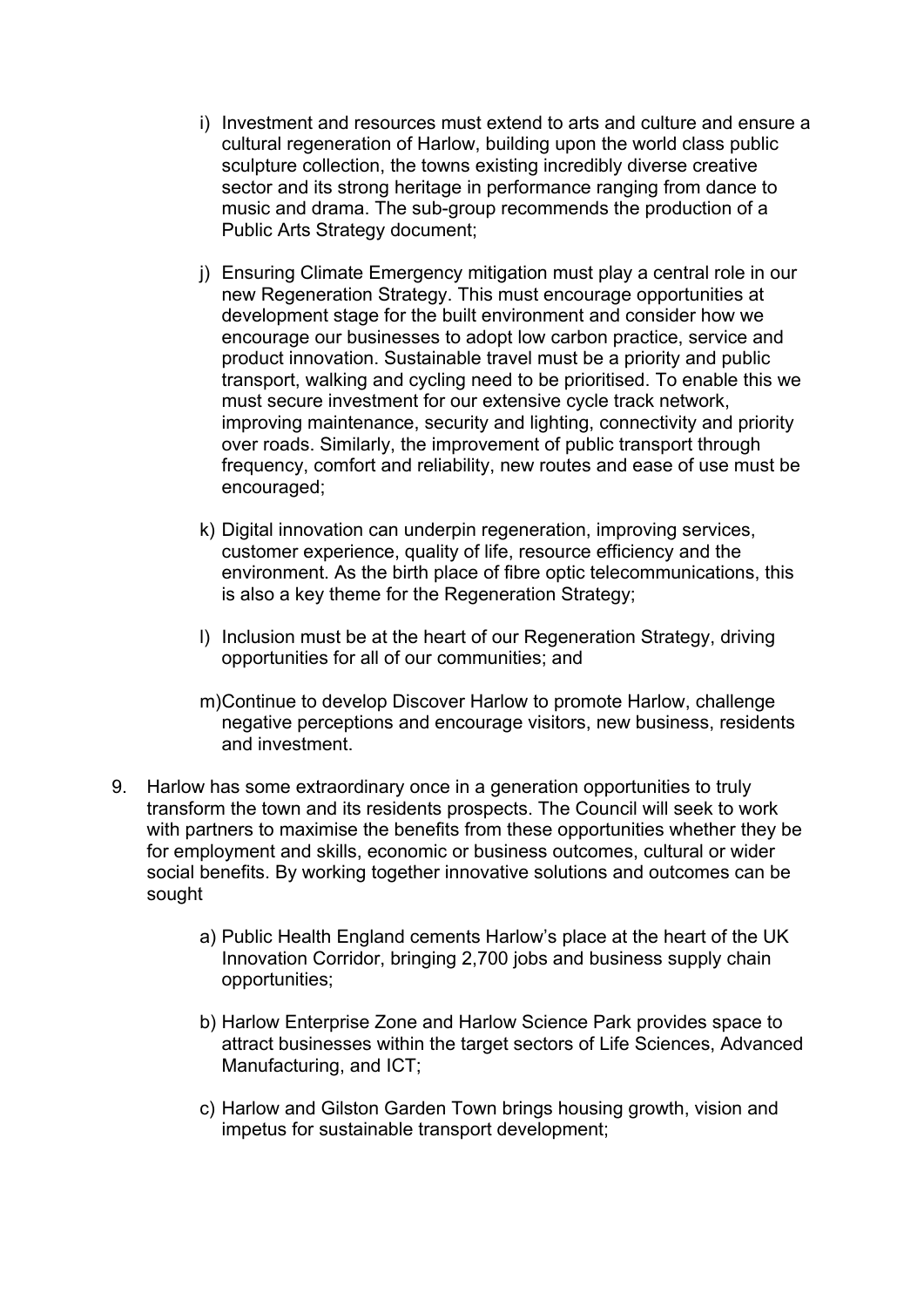i) Investment and resources must extend to arts and culture and ensure a cultural regeneration of Harlow, building upon the world class public sculpture collection, the towns existing incredibly diverse creative sector and its strong heritage in performance ranging from dance to music and drama. The sub-group recommends the production of a Public Arts Strategy document;

j) Ensuring Climate Emergency mitigation must play a central role in our new Regeneration Strategy. This must encourage opportunities at development stage for the built environment and consider how we encourage our businesses to adopt low carbon practice, service and product innovation. Sustainable travel must be a priority and public transport, walking and cycling need to be prioritised. To enable this we must secure investment for our extensive cycle track network, improving maintenance, security and lighting, connectivity and priority over roads. Similarly, the improvement of public transport through frequency, comfort and reliability, new routes and ease of use must be encouraged;

k) Digital innovation can underpin regeneration, improving services, customer experience, quality of life, resource efficiency and the environment. As the birth place of fibre optic telecommunications, this is also a key theme for the Regeneration Strategy;

l) Inclusion must be at the heart of our Regeneration Strategy, driving opportunities for all of our communities; and

m) Continue to develop Discover Harlow to promote Harlow, challenge negative perceptions and encourage visitors, new business, residents and investment.

9. Harlow has some extraordinary once in a generation opportunities to truly transform the town and its residents prospects. The Council will seek to work with partners to maximise the benefits from these opportunities whether they be for employment and skills, economic or business outcomes, cultural or wider social benefits. By working together innovative solutions and outcomes can be sought

   a) Public Health England cements Harlow's place at the heart of the UK Innovation Corridor, bringing 2,700 jobs and business supply chain opportunities;

   b) Harlow Enterprise Zone and Harlow Science Park provides space to attract businesses within the target sectors of Life Sciences, Advanced Manufacturing, and ICT;

   c) Harlow and Gilston Garden Town brings housing growth, vision and impetus for sustainable transport development;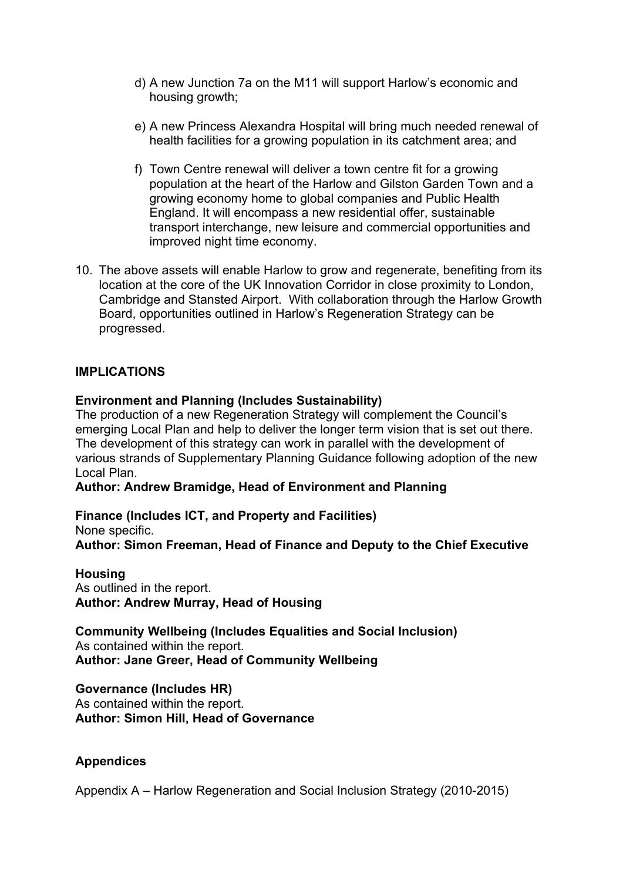d) A new Junction 7a on the M11 will support Harlow's economic and housing growth;

e) A new Princess Alexandra Hospital will bring much needed renewal of health facilities for a growing population in its catchment area; and

f) Town Centre renewal will deliver a town centre fit for a growing population at the heart of the Harlow and Gilston Garden Town and a growing economy home to global companies and Public Health England. It will encompass a new residential offer, sustainable transport interchange, new leisure and commercial opportunities and improved night time economy.

10. The above assets will enable Harlow to grow and regenerate, benefiting from its location at the core of the UK Innovation Corridor in close proximity to London, Cambridge and Stansted Airport. With collaboration through the Harlow Growth Board, opportunities outlined in Harlow's Regeneration Strategy can be progressed.

**IMPLICATIONS**

**Environment and Planning (Includes Sustainability)**
The production of a new Regeneration Strategy will complement the Council's emerging Local Plan and help to deliver the longer term vision that is set out there. The development of this strategy can work in parallel with the development of various strands of Supplementary Planning Guidance following adoption of the new Local Plan.
**Author: Andrew Bramidge, Head of Environment and Planning**

**Finance (Includes ICT, and Property and Facilities)**
None specific.
**Author: Simon Freeman, Head of Finance and Deputy to the Chief Executive**

**Housing**
As outlined in the report.
**Author: Andrew Murray, Head of Housing**

**Community Wellbeing (Includes Equalities and Social Inclusion)**
As contained within the report.
**Author: Jane Greer, Head of Community Wellbeing**

**Governance (Includes HR)**
As contained within the report.
**Author: Simon Hill, Head of Governance**

**Appendices**

Appendix A – Harlow Regeneration and Social Inclusion Strategy (2010-2015)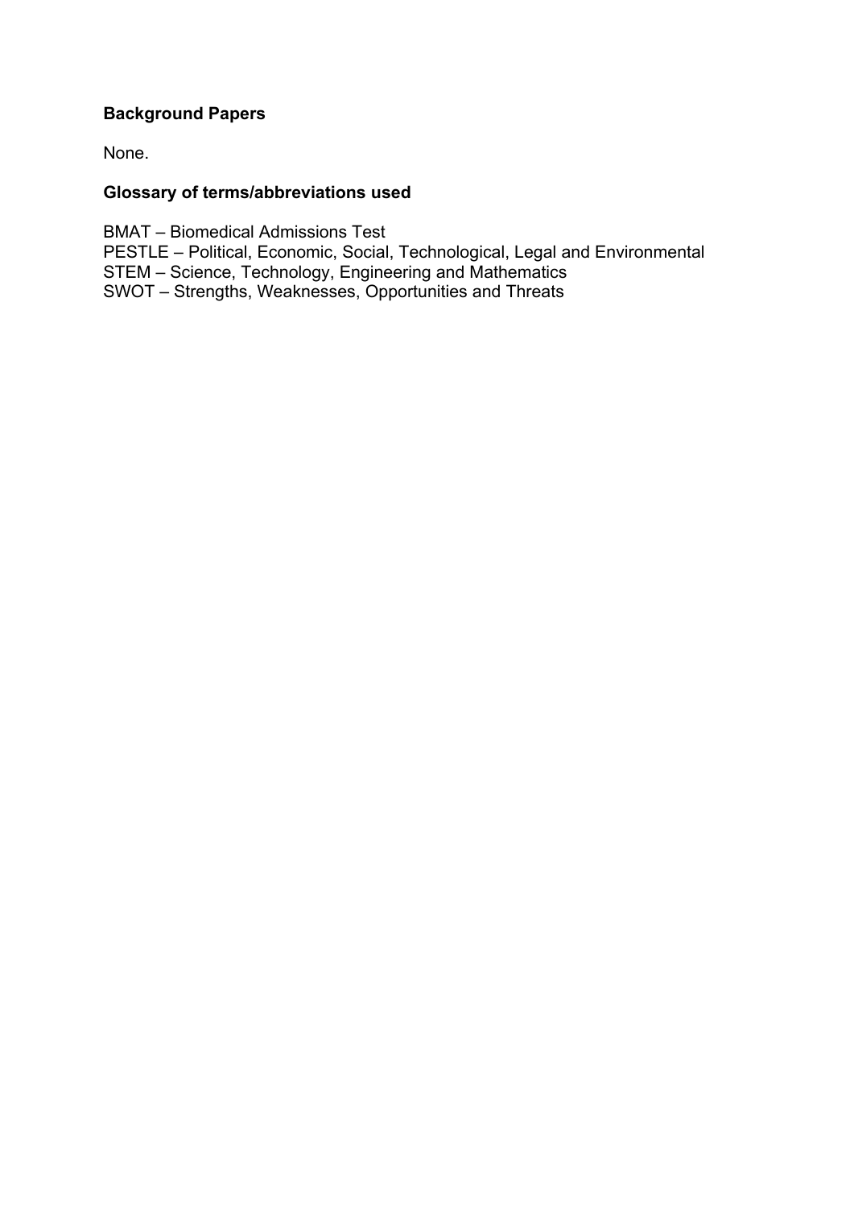**Background Papers**

None.

**Glossary of terms/abbreviations used**

BMAT – Biomedical Admissions Test
PESTLE – Political, Economic, Social, Technological, Legal and Environmental
STEM – Science, Technology, Engineering and Mathematics
SWOT – Strengths, Weaknesses, Opportunities and Threats